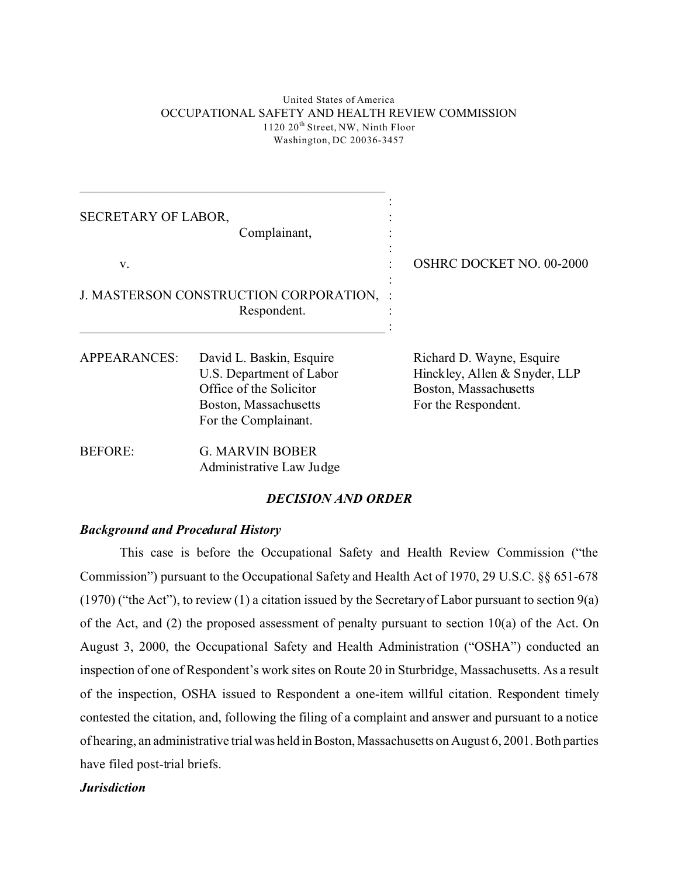United States of America
OCCUPATIONAL SAFETY AND HEALTH REVIEW COMMISSION
1120 20th Street, NW, Ninth Floor
Washington, DC 20036-3457

| | |
|---|---|
| SECRETARY OF LABOR, Complainant, | |
| v. | OSHRC DOCKET NO. 00-2000 |
| J. MASTERSON CONSTRUCTION CORPORATION, Respondent. | |

APPEARANCES:

David L. Baskin, Esquire
U.S. Department of Labor
Office of the Solicitor
Boston, Massachusetts
For the Complainant.

Richard D. Wayne, Esquire
Hinckley, Allen & Snyder, LLP
Boston, Massachusetts
For the Respondent.

BEFORE: G. MARVIN BOBER
Administrative Law Judge

## *DECISION AND ORDER*

### *Background and Procedural History*

This case is before the Occupational Safety and Health Review Commission ("the Commission") pursuant to the Occupational Safety and Health Act of 1970, 29 U.S.C. §§ 651-678 (1970) ("the Act"), to review (1) a citation issued by the Secretary of Labor pursuant to section 9(a) of the Act, and (2) the proposed assessment of penalty pursuant to section 10(a) of the Act. On August 3, 2000, the Occupational Safety and Health Administration ("OSHA") conducted an inspection of one of Respondent's work sites on Route 20 in Sturbridge, Massachusetts. As a result of the inspection, OSHA issued to Respondent a one-item willful citation. Respondent timely contested the citation, and, following the filing of a complaint and answer and pursuant to a notice of hearing, an administrative trial was held in Boston, Massachusetts on August 6, 2001. Both parties have filed post-trial briefs.

### *Jurisdiction*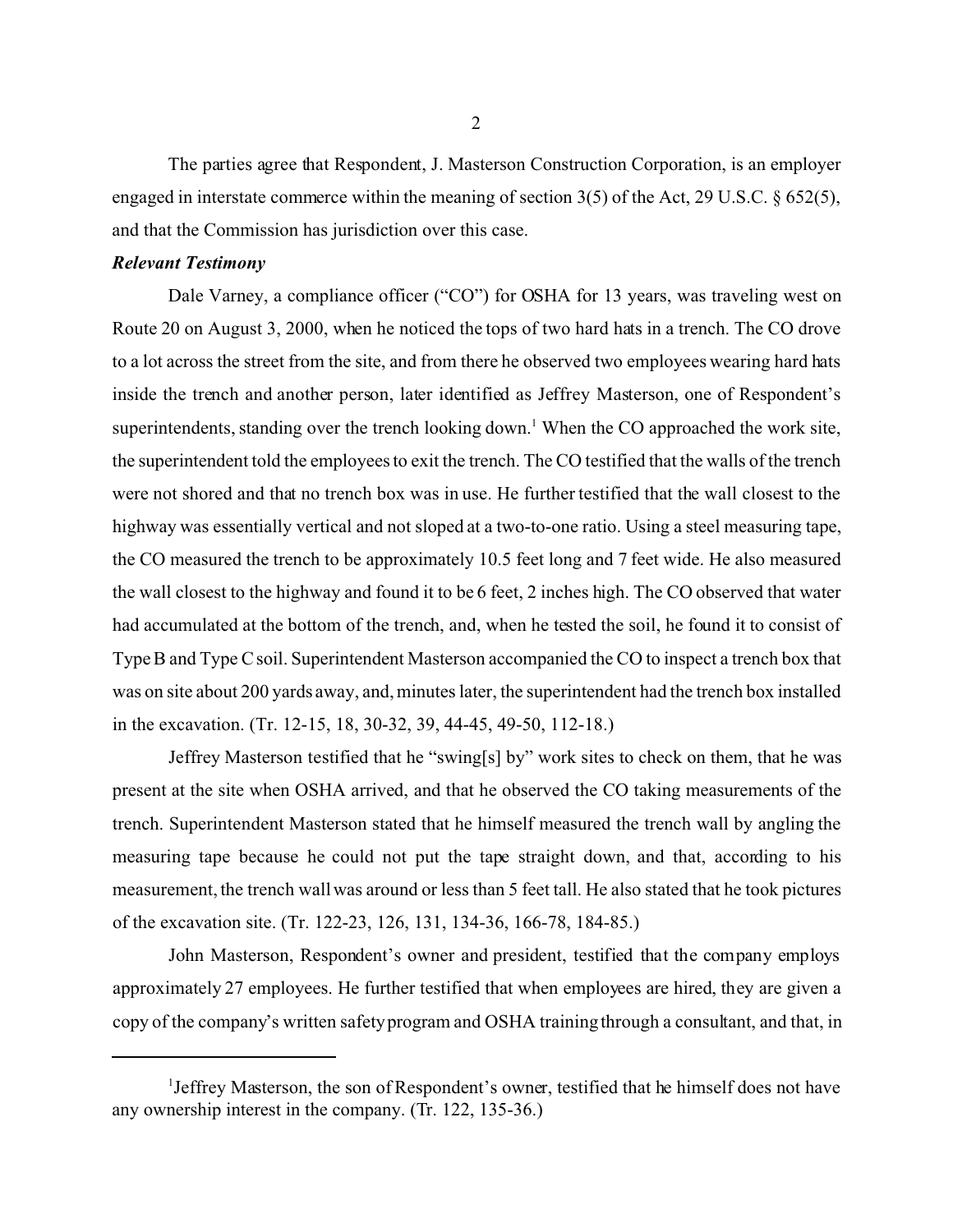The parties agree that Respondent, J. Masterson Construction Corporation, is an employer engaged in interstate commerce within the meaning of section 3(5) of the Act, 29 U.S.C. § 652(5), and that the Commission has jurisdiction over this case.

***Relevant Testimony***

Dale Varney, a compliance officer ("CO") for OSHA for 13 years, was traveling west on Route 20 on August 3, 2000, when he noticed the tops of two hard hats in a trench. The CO drove to a lot across the street from the site, and from there he observed two employees wearing hard hats inside the trench and another person, later identified as Jeffrey Masterson, one of Respondent's superintendents, standing over the trench looking down.[1] When the CO approached the work site, the superintendent told the employees to exit the trench. The CO testified that the walls of the trench were not shored and that no trench box was in use. He further testified that the wall closest to the highway was essentially vertical and not sloped at a two-to-one ratio. Using a steel measuring tape, the CO measured the trench to be approximately 10.5 feet long and 7 feet wide. He also measured the wall closest to the highway and found it to be 6 feet, 2 inches high. The CO observed that water had accumulated at the bottom of the trench, and, when he tested the soil, he found it to consist of Type B and Type C soil. Superintendent Masterson accompanied the CO to inspect a trench box that was on site about 200 yards away, and, minutes later, the superintendent had the trench box installed in the excavation. (Tr. 12-15, 18, 30-32, 39, 44-45, 49-50, 112-18.)

Jeffrey Masterson testified that he "swing[s] by" work sites to check on them, that he was present at the site when OSHA arrived, and that he observed the CO taking measurements of the trench. Superintendent Masterson stated that he himself measured the trench wall by angling the measuring tape because he could not put the tape straight down, and that, according to his measurement, the trench wall was around or less than 5 feet tall. He also stated that he took pictures of the excavation site. (Tr. 122-23, 126, 131, 134-36, 166-78, 184-85.)

John Masterson, Respondent's owner and president, testified that the company employs approximately 27 employees. He further testified that when employees are hired, they are given a copy of the company's written safety program and OSHA training through a consultant, and that, in

---

[1] Jeffrey Masterson, the son of Respondent's owner, testified that he himself does not have any ownership interest in the company. (Tr. 122, 135-36.)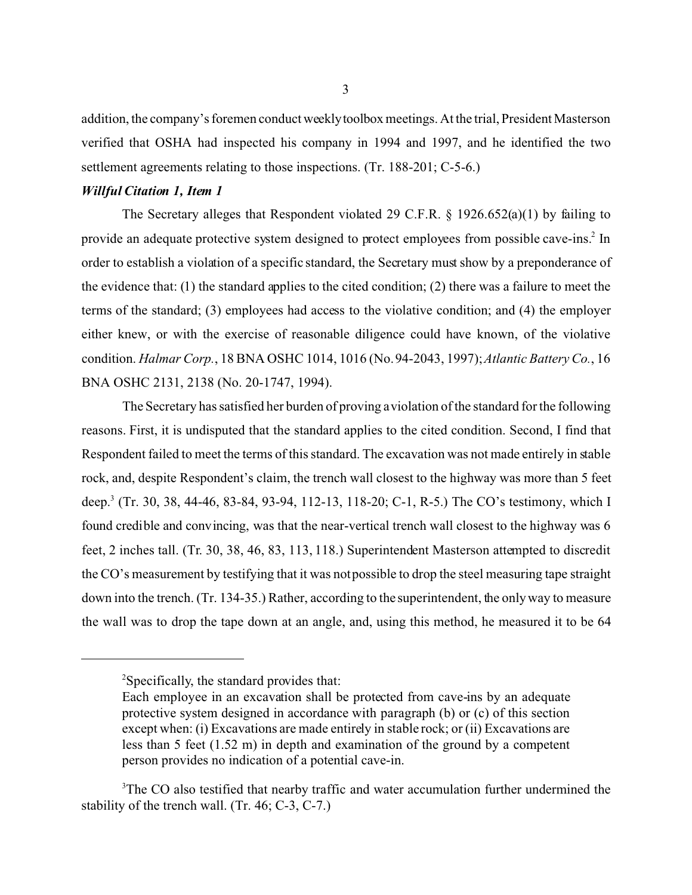addition, the company's foremen conduct weekly toolbox meetings. At the trial, President Masterson verified that OSHA had inspected his company in 1994 and 1997, and he identified the two settlement agreements relating to those inspections. (Tr. 188-201; C-5-6.)

***Willful Citation 1, Item 1***

The Secretary alleges that Respondent violated 29 C.F.R. § 1926.652(a)(1) by failing to provide an adequate protective system designed to protect employees from possible cave-ins.[2] In order to establish a violation of a specific standard, the Secretary must show by a preponderance of the evidence that: (1) the standard applies to the cited condition; (2) there was a failure to meet the terms of the standard; (3) employees had access to the violative condition; and (4) the employer either knew, or with the exercise of reasonable diligence could have known, of the violative condition. *Halmar Corp.*, 18 BNA OSHC 1014, 1016 (No. 94-2043, 1997); *Atlantic Battery Co.*, 16 BNA OSHC 2131, 2138 (No. 20-1747, 1994).

The Secretary has satisfied her burden of proving a violation of the standard for the following reasons. First, it is undisputed that the standard applies to the cited condition. Second, I find that Respondent failed to meet the terms of this standard. The excavation was not made entirely in stable rock, and, despite Respondent's claim, the trench wall closest to the highway was more than 5 feet deep.[3] (Tr. 30, 38, 44-46, 83-84, 93-94, 112-13, 118-20; C-1, R-5.) The CO's testimony, which I found credible and convincing, was that the near-vertical trench wall closest to the highway was 6 feet, 2 inches tall. (Tr. 30, 38, 46, 83, 113, 118.) Superintendent Masterson attempted to discredit the CO's measurement by testifying that it was not possible to drop the steel measuring tape straight down into the trench. (Tr. 134-35.) Rather, according to the superintendent, the only way to measure the wall was to drop the tape down at an angle, and, using this method, he measured it to be 64

---

[2]Specifically, the standard provides that:

Each employee in an excavation shall be protected from cave-ins by an adequate protective system designed in accordance with paragraph (b) or (c) of this section except when: (i) Excavations are made entirely in stable rock; or (ii) Excavations are less than 5 feet (1.52 m) in depth and examination of the ground by a competent person provides no indication of a potential cave-in.

[3]The CO also testified that nearby traffic and water accumulation further undermined the stability of the trench wall. (Tr. 46; C-3, C-7.)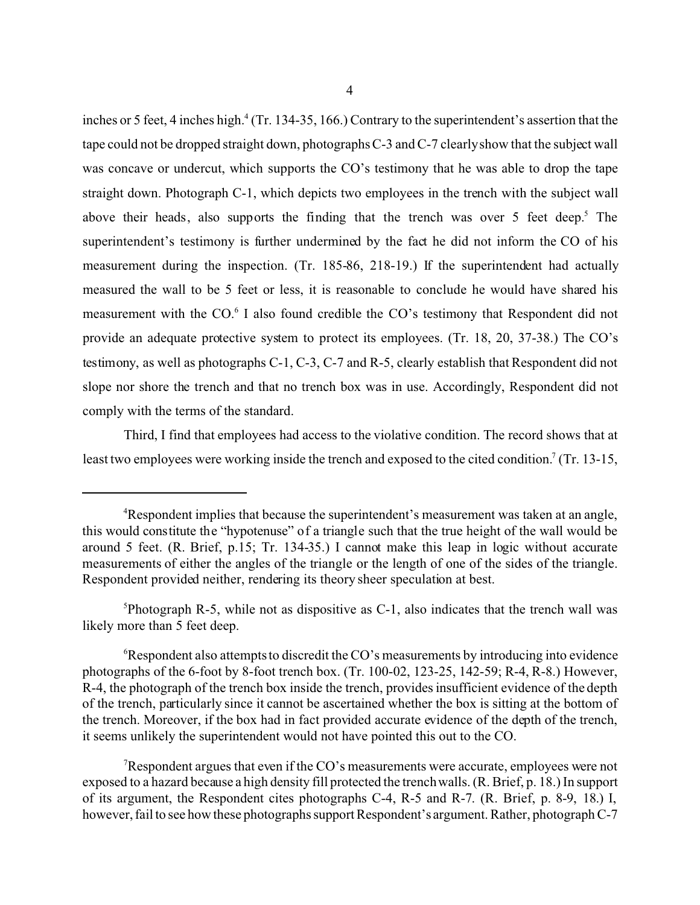inches or 5 feet, 4 inches high.[4] (Tr. 134-35, 166.) Contrary to the superintendent's assertion that the tape could not be dropped straight down, photographs C-3 and C-7 clearly show that the subject wall was concave or undercut, which supports the CO's testimony that he was able to drop the tape straight down. Photograph C-1, which depicts two employees in the trench with the subject wall above their heads, also supports the finding that the trench was over 5 feet deep.[5] The superintendent's testimony is further undermined by the fact he did not inform the CO of his measurement during the inspection. (Tr. 185-86, 218-19.) If the superintendent had actually measured the wall to be 5 feet or less, it is reasonable to conclude he would have shared his measurement with the CO.[6] I also found credible the CO's testimony that Respondent did not provide an adequate protective system to protect its employees. (Tr. 18, 20, 37-38.) The CO's testimony, as well as photographs C-1, C-3, C-7 and R-5, clearly establish that Respondent did not slope nor shore the trench and that no trench box was in use. Accordingly, Respondent did not comply with the terms of the standard.

Third, I find that employees had access to the violative condition. The record shows that at least two employees were working inside the trench and exposed to the cited condition.[7] (Tr. 13-15,

---

[4]Respondent implies that because the superintendent's measurement was taken at an angle, this would constitute the "hypotenuse" of a triangle such that the true height of the wall would be around 5 feet. (R. Brief, p.15; Tr. 134-35.) I cannot make this leap in logic without accurate measurements of either the angles of the triangle or the length of one of the sides of the triangle. Respondent provided neither, rendering its theory sheer speculation at best.

[5]Photograph R-5, while not as dispositive as C-1, also indicates that the trench wall was likely more than 5 feet deep.

[6]Respondent also attempts to discredit the CO's measurements by introducing into evidence photographs of the 6-foot by 8-foot trench box. (Tr. 100-02, 123-25, 142-59; R-4, R-8.) However, R-4, the photograph of the trench box inside the trench, provides insufficient evidence of the depth of the trench, particularly since it cannot be ascertained whether the box is sitting at the bottom of the trench. Moreover, if the box had in fact provided accurate evidence of the depth of the trench, it seems unlikely the superintendent would not have pointed this out to the CO.

[7]Respondent argues that even if the CO's measurements were accurate, employees were not exposed to a hazard because a high density fill protected the trench walls. (R. Brief, p. 18.) In support of its argument, the Respondent cites photographs C-4, R-5 and R-7. (R. Brief, p. 8-9, 18.) I, however, fail to see how these photographs support Respondent's argument. Rather, photograph C-7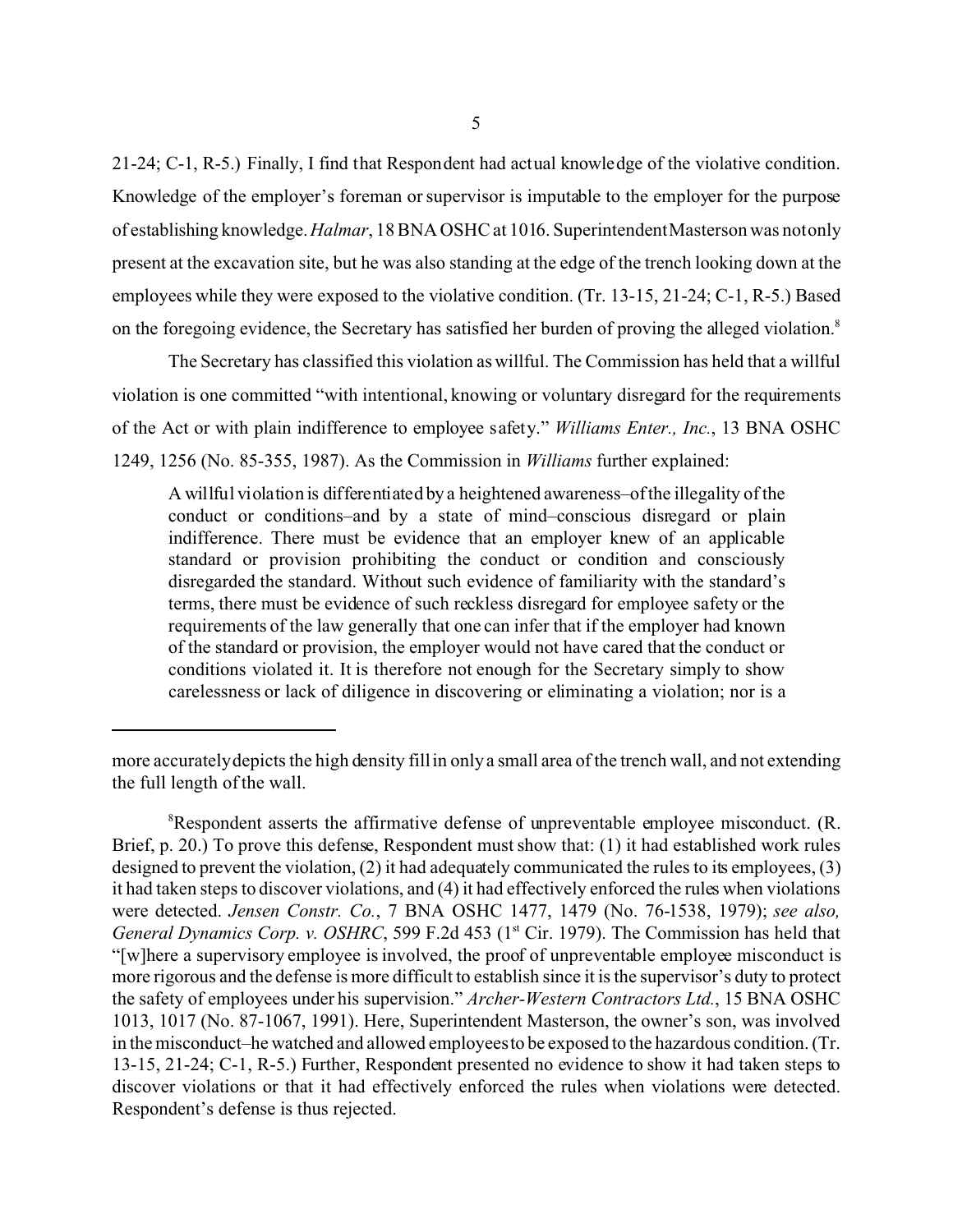21-24; C-1, R-5.) Finally, I find that Respondent had actual knowledge of the violative condition. Knowledge of the employer's foreman or supervisor is imputable to the employer for the purpose of establishing knowledge. *Halmar*, 18 BNA OSHC at 1016. Superintendent Masterson was not only present at the excavation site, but he was also standing at the edge of the trench looking down at the employees while they were exposed to the violative condition. (Tr. 13-15, 21-24; C-1, R-5.) Based on the foregoing evidence, the Secretary has satisfied her burden of proving the alleged violation.[8]

The Secretary has classified this violation as willful. The Commission has held that a willful violation is one committed "with intentional, knowing or voluntary disregard for the requirements of the Act or with plain indifference to employee safety." *Williams Enter., Inc.*, 13 BNA OSHC 1249, 1256 (No. 85-355, 1987). As the Commission in *Williams* further explained:

> A willful violation is differentiated by a heightened awareness–of the illegality of the conduct or conditions–and by a state of mind–conscious disregard or plain indifference. There must be evidence that an employer knew of an applicable standard or provision prohibiting the conduct or condition and consciously disregarded the standard. Without such evidence of familiarity with the standard's terms, there must be evidence of such reckless disregard for employee safety or the requirements of the law generally that one can infer that if the employer had known of the standard or provision, the employer would not have cared that the conduct or conditions violated it. It is therefore not enough for the Secretary simply to show carelessness or lack of diligence in discovering or eliminating a violation; nor is a

---

more accurately depicts the high density fill in only a small area of the trench wall, and not extending the full length of the wall.

[8]Respondent asserts the affirmative defense of unpreventable employee misconduct. (R. Brief, p. 20.) To prove this defense, Respondent must show that: (1) it had established work rules designed to prevent the violation, (2) it had adequately communicated the rules to its employees, (3) it had taken steps to discover violations, and (4) it had effectively enforced the rules when violations were detected. *Jensen Constr. Co.*, 7 BNA OSHC 1477, 1479 (No. 76-1538, 1979); *see also, General Dynamics Corp. v. OSHRC*, 599 F.2d 453 (1st Cir. 1979). The Commission has held that "[w]here a supervisory employee is involved, the proof of unpreventable employee misconduct is more rigorous and the defense is more difficult to establish since it is the supervisor's duty to protect the safety of employees under his supervision." *Archer-Western Contractors Ltd.*, 15 BNA OSHC 1013, 1017 (No. 87-1067, 1991). Here, Superintendent Masterson, the owner's son, was involved in the misconduct–he watched and allowed employees to be exposed to the hazardous condition. (Tr. 13-15, 21-24; C-1, R-5.) Further, Respondent presented no evidence to show it had taken steps to discover violations or that it had effectively enforced the rules when violations were detected. Respondent's defense is thus rejected.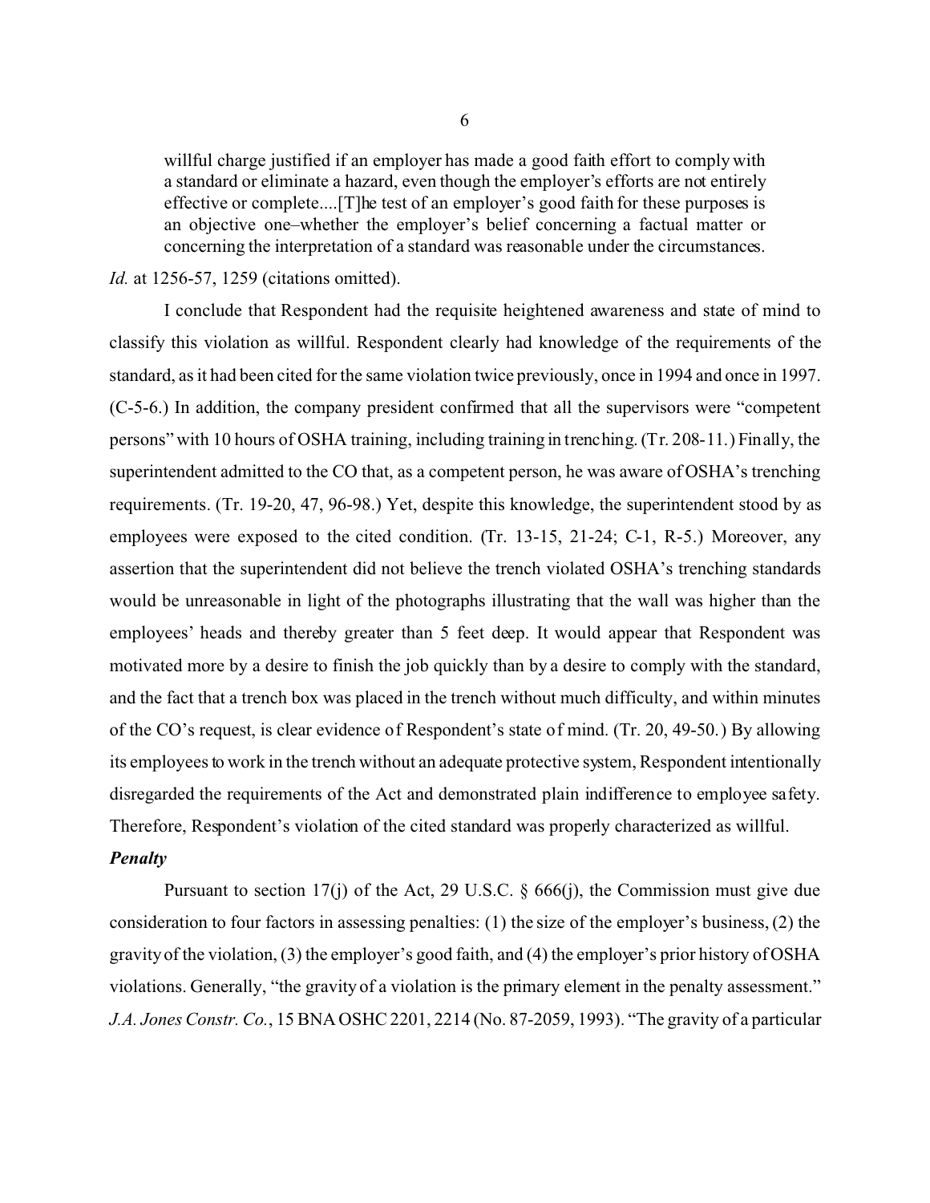> willful charge justified if an employer has made a good faith effort to comply with a standard or eliminate a hazard, even though the employer's efforts are not entirely effective or complete....[T]he test of an employer's good faith for these purposes is an objective one–whether the employer's belief concerning a factual matter or concerning the interpretation of a standard was reasonable under the circumstances.

*Id.* at 1256-57, 1259 (citations omitted).

I conclude that Respondent had the requisite heightened awareness and state of mind to classify this violation as willful. Respondent clearly had knowledge of the requirements of the standard, as it had been cited for the same violation twice previously, once in 1994 and once in 1997. (C-5-6.) In addition, the company president confirmed that all the supervisors were "competent persons" with 10 hours of OSHA training, including training in trenching. (Tr. 208-11.) Finally, the superintendent admitted to the CO that, as a competent person, he was aware of OSHA's trenching requirements. (Tr. 19-20, 47, 96-98.) Yet, despite this knowledge, the superintendent stood by as employees were exposed to the cited condition. (Tr. 13-15, 21-24; C-1, R-5.) Moreover, any assertion that the superintendent did not believe the trench violated OSHA's trenching standards would be unreasonable in light of the photographs illustrating that the wall was higher than the employees' heads and thereby greater than 5 feet deep. It would appear that Respondent was motivated more by a desire to finish the job quickly than by a desire to comply with the standard, and the fact that a trench box was placed in the trench without much difficulty, and within minutes of the CO's request, is clear evidence of Respondent's state of mind. (Tr. 20, 49-50.) By allowing its employees to work in the trench without an adequate protective system, Respondent intentionally disregarded the requirements of the Act and demonstrated plain indifference to employee safety. Therefore, Respondent's violation of the cited standard was properly characterized as willful.

***Penalty***

Pursuant to section 17(j) of the Act, 29 U.S.C. § 666(j), the Commission must give due consideration to four factors in assessing penalties: (1) the size of the employer's business, (2) the gravity of the violation, (3) the employer's good faith, and (4) the employer's prior history of OSHA violations. Generally, "the gravity of a violation is the primary element in the penalty assessment." *J.A. Jones Constr. Co.*, 15 BNA OSHC 2201, 2214 (No. 87-2059, 1993). "The gravity of a particular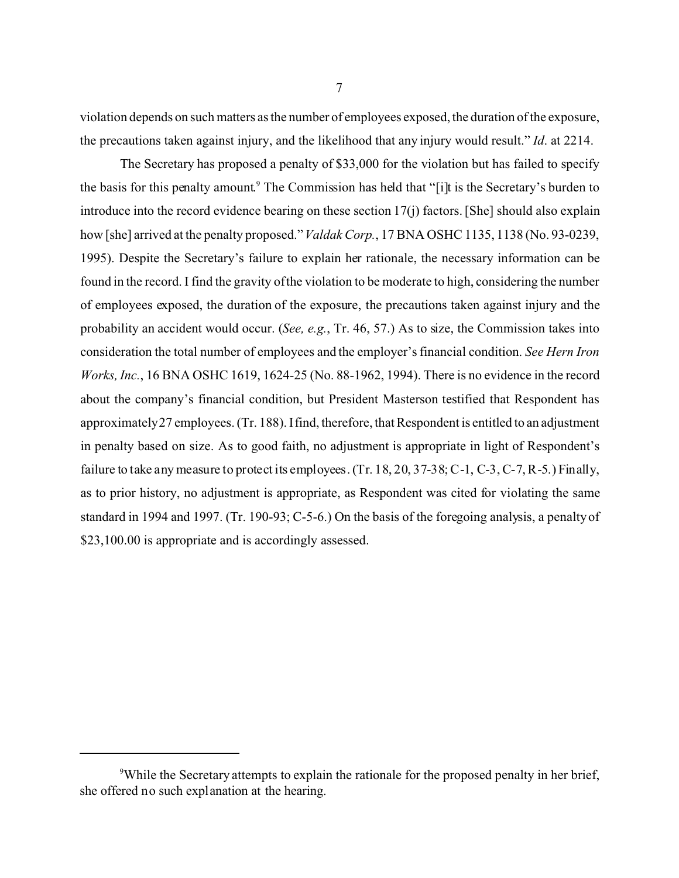violation depends on such matters as the number of employees exposed, the duration of the exposure, the precautions taken against injury, and the likelihood that any injury would result." *Id*. at 2214.

The Secretary has proposed a penalty of $33,000 for the violation but has failed to specify the basis for this penalty amount.[9] The Commission has held that "[i]t is the Secretary's burden to introduce into the record evidence bearing on these section 17(j) factors. [She] should also explain how [she] arrived at the penalty proposed." *Valdak Corp.*, 17 BNA OSHC 1135, 1138 (No. 93-0239, 1995). Despite the Secretary's failure to explain her rationale, the necessary information can be found in the record. I find the gravity of the violation to be moderate to high, considering the number of employees exposed, the duration of the exposure, the precautions taken against injury and the probability an accident would occur. (*See, e.g.*, Tr. 46, 57.) As to size, the Commission takes into consideration the total number of employees and the employer's financial condition. *See Hern Iron Works, Inc.*, 16 BNA OSHC 1619, 1624-25 (No. 88-1962, 1994). There is no evidence in the record about the company's financial condition, but President Masterson testified that Respondent has approximately 27 employees. (Tr. 188). I find, therefore, that Respondent is entitled to an adjustment in penalty based on size. As to good faith, no adjustment is appropriate in light of Respondent's failure to take any measure to protect its employees. (Tr. 18, 20, 37-38; C-1, C-3, C-7, R-5.) Finally, as to prior history, no adjustment is appropriate, as Respondent was cited for violating the same standard in 1994 and 1997. (Tr. 190-93; C-5-6.) On the basis of the foregoing analysis, a penalty of $23,100.00 is appropriate and is accordingly assessed.

---

[9]While the Secretary attempts to explain the rationale for the proposed penalty in her brief, she offered no such explanation at the hearing.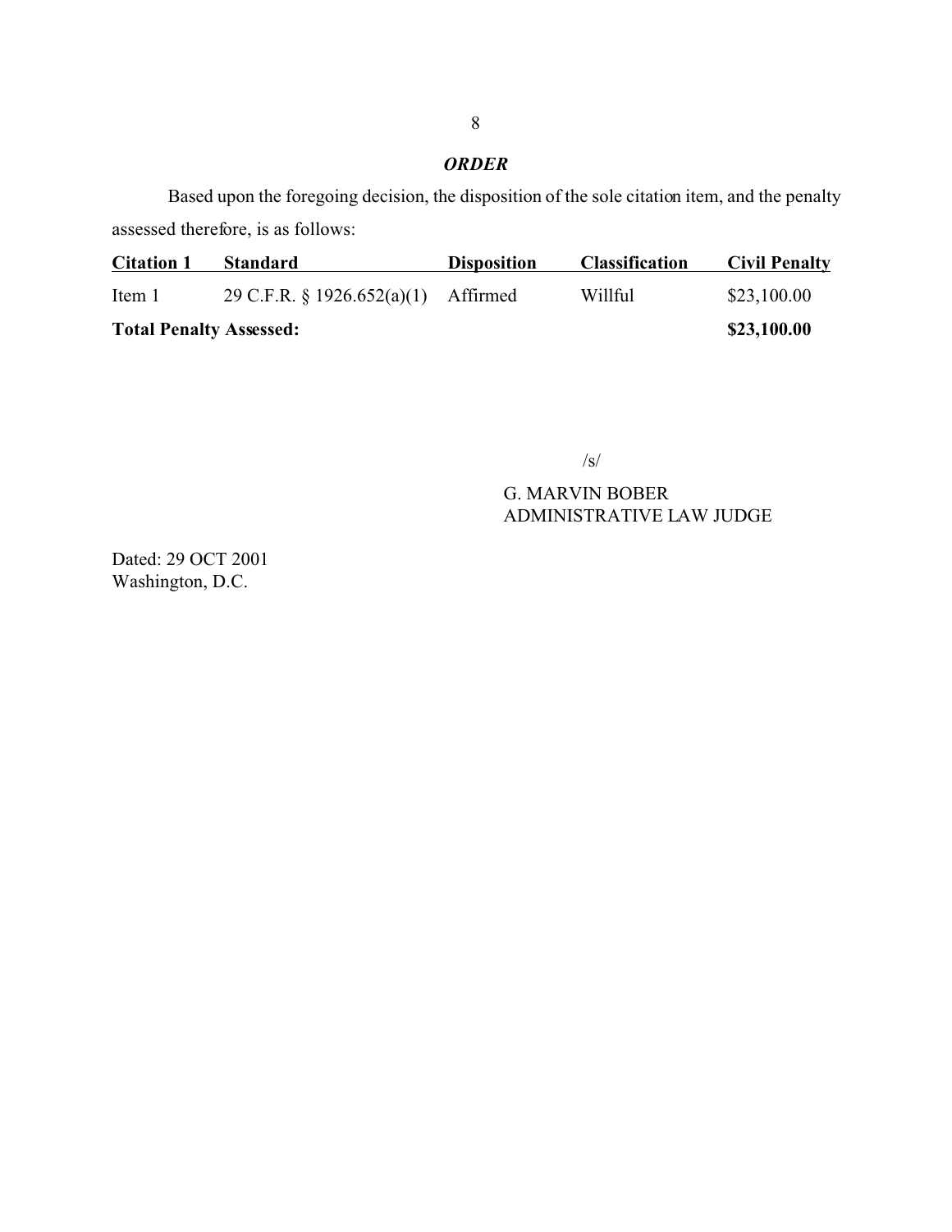## *ORDER*

Based upon the foregoing decision, the disposition of the sole citation item, and the penalty assessed therefore, is as follows:

| Citation 1 | Standard | Disposition | Classification | Civil Penalty |
|---|---|---|---|---|
| Item 1 | 29 C.F.R. § 1926.652(a)(1) | Affirmed | Willful | $23,100.00 |
| **Total Penalty Assessed:** | | | | **$23,100.00** |

/s/

G. MARVIN BOBER
ADMINISTRATIVE LAW JUDGE

Dated: 29 OCT 2001
Washington, D.C.